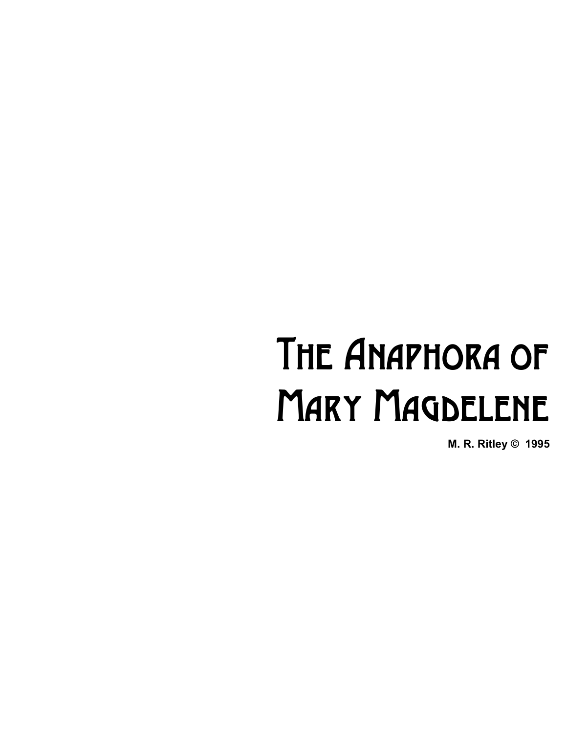# The Anaphora of Mary Magdelene

**M. R. Ritley © 1995**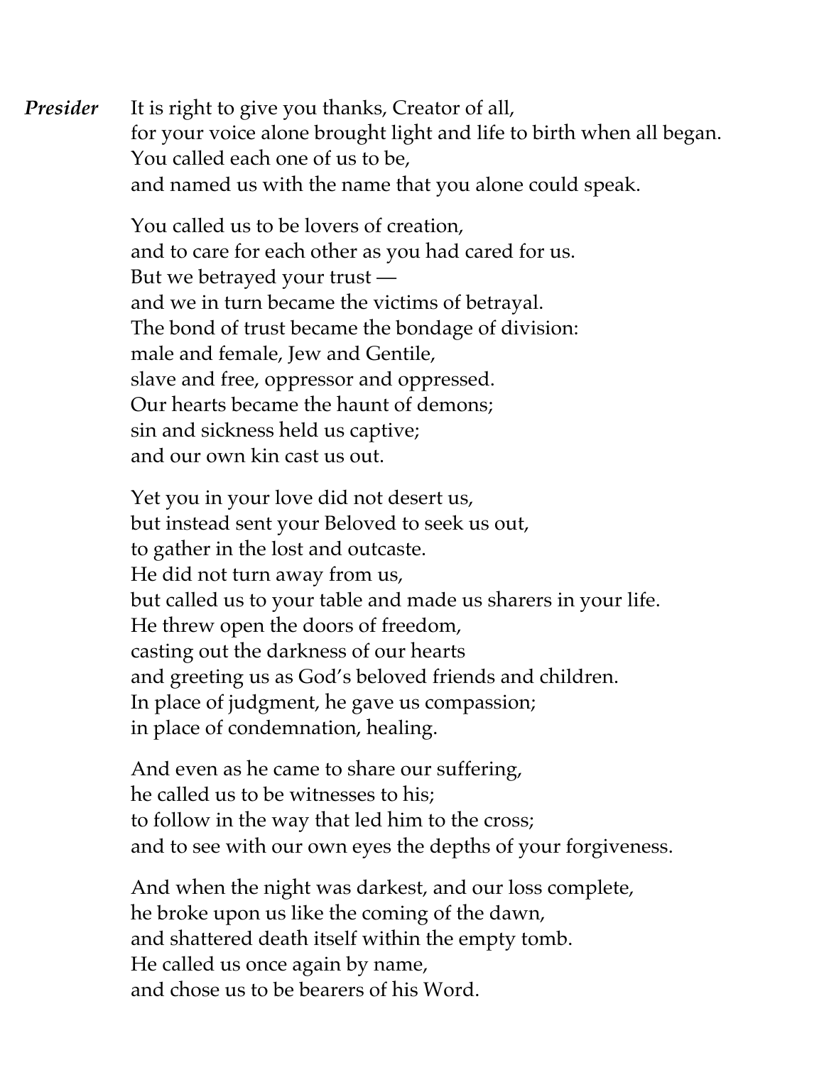***Presider*** It is right to give you thanks, Creator of all,
for your voice alone brought light and life to birth when all began.
You called each one of us to be,
and named us with the name that you alone could speak.

You called us to be lovers of creation,
and to care for each other as you had cared for us.
But we betrayed your trust —
and we in turn became the victims of betrayal.
The bond of trust became the bondage of division:
male and female, Jew and Gentile,
slave and free, oppressor and oppressed.
Our hearts became the haunt of demons;
sin and sickness held us captive;
and our own kin cast us out.

Yet you in your love did not desert us,
but instead sent your Beloved to seek us out,
to gather in the lost and outcaste.
He did not turn away from us,
but called us to your table and made us sharers in your life.
He threw open the doors of freedom,
casting out the darkness of our hearts
and greeting us as God's beloved friends and children.
In place of judgment, he gave us compassion;
in place of condemnation, healing.

And even as he came to share our suffering,
he called us to be witnesses to his;
to follow in the way that led him to the cross;
and to see with our own eyes the depths of your forgiveness.

And when the night was darkest, and our loss complete,
he broke upon us like the coming of the dawn,
and shattered death itself within the empty tomb.
He called us once again by name,
and chose us to be bearers of his Word.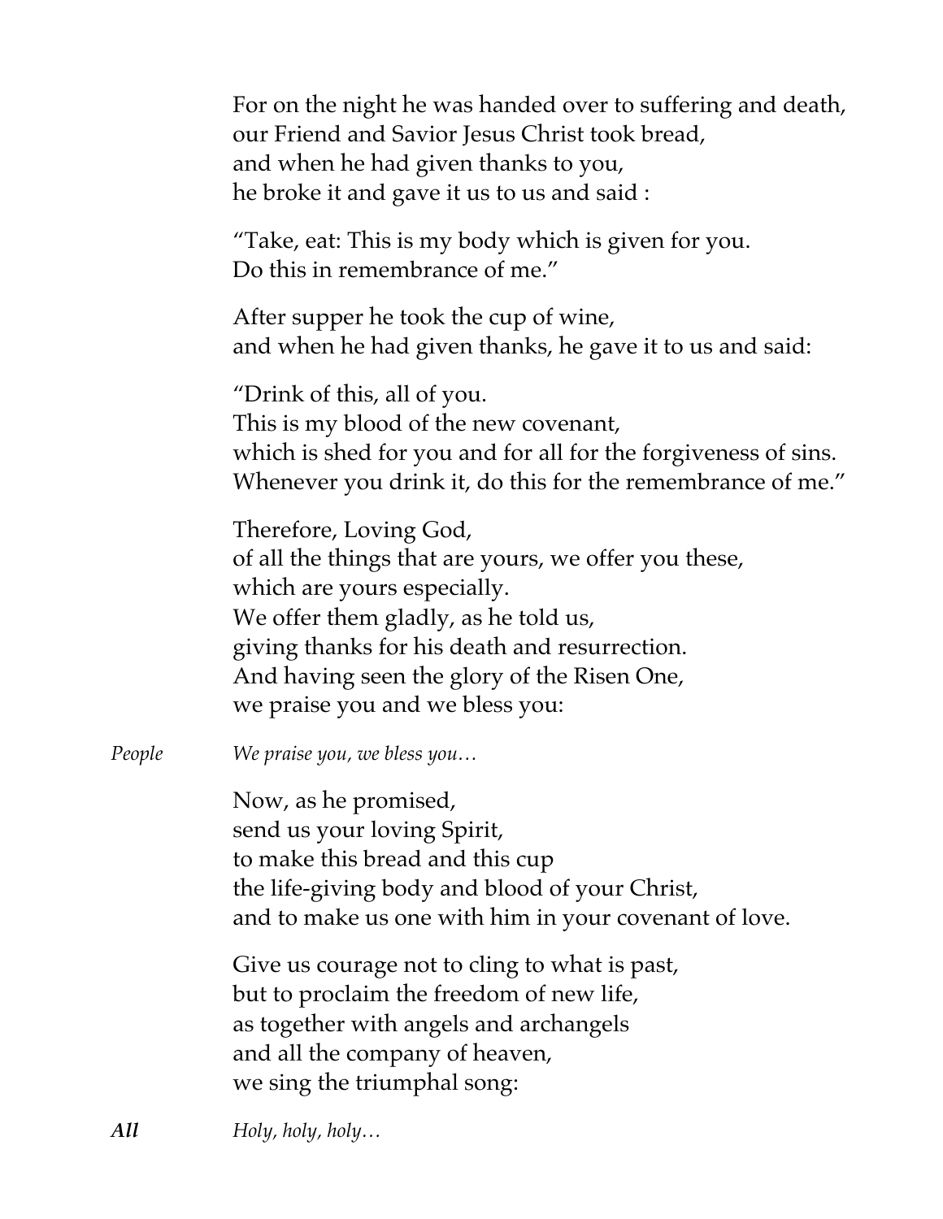For on the night he was handed over to suffering and death,
our Friend and Savior Jesus Christ took bread,
and when he had given thanks to you,
he broke it and gave it us to us and said :

"Take, eat: This is my body which is given for you.
Do this in remembrance of me."

After supper he took the cup of wine,
and when he had given thanks, he gave it to us and said:

"Drink of this, all of you.
This is my blood of the new covenant,
which is shed for you and for all for the forgiveness of sins.
Whenever you drink it, do this for the remembrance of me."

Therefore, Loving God,
of all the things that are yours, we offer you these,
which are yours especially.
We offer them gladly, as he told us,
giving thanks for his death and resurrection.
And having seen the glory of the Risen One,
we praise you and we bless you:

*People* *We praise you, we bless you…*

Now, as he promised,
send us your loving Spirit,
to make this bread and this cup
the life-giving body and blood of your Christ,
and to make us one with him in your covenant of love.

Give us courage not to cling to what is past,
but to proclaim the freedom of new life,
as together with angels and archangels
and all the company of heaven,
we sing the triumphal song:

***All*** *Holy, holy, holy…*